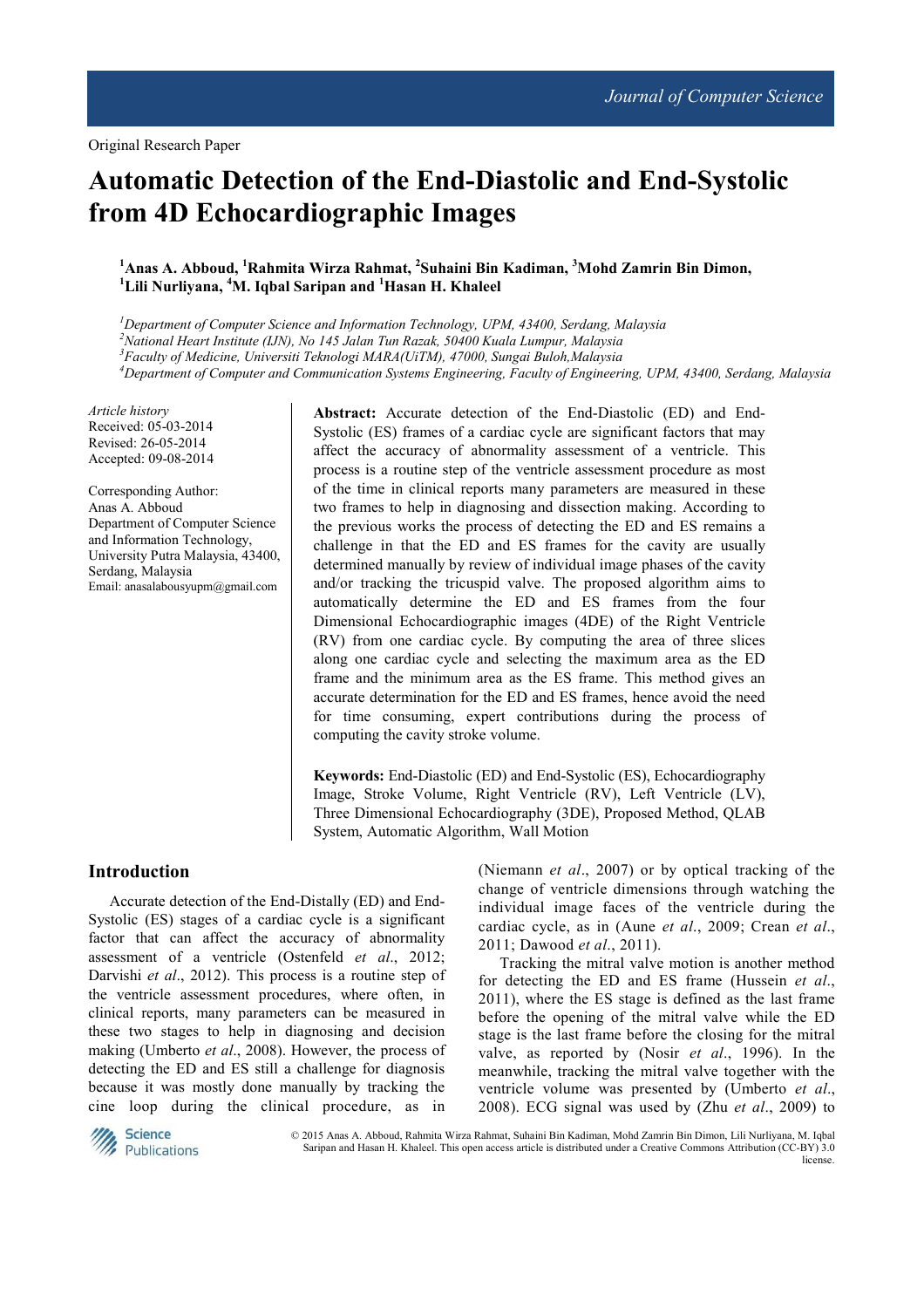Original Research Paper

# Automatic Detection of the End-Diastolic and End-Systolic from 4D Echocardiographic Images

[1]Anas A. Abboud, [1]Rahmita Wirza Rahmat, [2]Suhaini Bin Kadiman, [3]Mohd Zamrin Bin Dimon, [1]Lili Nurliyana, [4]M. Iqbal Saripan and [1]Hasan H. Khaleel

*[1]Department of Computer Science and Information Technology, UPM, 43400, Serdang, Malaysia*
*[2]National Heart Institute (IJN), No 145 Jalan Tun Razak, 50400 Kuala Lumpur, Malaysia*
*[3]Faculty of Medicine, Universiti Teknologi MARA(UiTM), 47000, Sungai Buloh,Malaysia*
*[4]Department of Computer and Communication Systems Engineering, Faculty of Engineering, UPM, 43400, Serdang, Malaysia*

*Article history*
Received: 05-03-2014
Revised: 26-05-2014
Accepted: 09-08-2014

Corresponding Author:
Anas A. Abboud
Department of Computer Science and Information Technology, University Putra Malaysia, 43400, Serdang, Malaysia
Email: anasalabousyupm@gmail.com

**Abstract:** Accurate detection of the End-Diastolic (ED) and End-Systolic (ES) frames of a cardiac cycle are significant factors that may affect the accuracy of abnormality assessment of a ventricle. This process is a routine step of the ventricle assessment procedure as most of the time in clinical reports many parameters are measured in these two frames to help in diagnosing and dissection making. According to the previous works the process of detecting the ED and ES remains a challenge in that the ED and ES frames for the cavity are usually determined manually by review of individual image phases of the cavity and/or tracking the tricuspid valve. The proposed algorithm aims to automatically determine the ED and ES frames from the four Dimensional Echocardiographic images (4DE) of the Right Ventricle (RV) from one cardiac cycle. By computing the area of three slices along one cardiac cycle and selecting the maximum area as the ED frame and the minimum area as the ES frame. This method gives an accurate determination for the ED and ES frames, hence avoid the need for time consuming, expert contributions during the process of computing the cavity stroke volume.

**Keywords:** End-Diastolic (ED) and End-Systolic (ES), Echocardiography Image, Stroke Volume, Right Ventricle (RV), Left Ventricle (LV), Three Dimensional Echocardiography (3DE), Proposed Method, QLAB System, Automatic Algorithm, Wall Motion

## Introduction

Accurate detection of the End-Distally (ED) and End-Systolic (ES) stages of a cardiac cycle is a significant factor that can affect the accuracy of abnormality assessment of a ventricle (Ostenfeld *et al*., 2012; Darvishi *et al*., 2012). This process is a routine step of the ventricle assessment procedures, where often, in clinical reports, many parameters can be measured in these two stages to help in diagnosing and decision making (Umberto *et al*., 2008). However, the process of detecting the ED and ES still a challenge for diagnosis because it was mostly done manually by tracking the cine loop during the clinical procedure, as in (Niemann *et al*., 2007) or by optical tracking of the change of ventricle dimensions through watching the individual image faces of the ventricle during the cardiac cycle, as in (Aune *et al*., 2009; Crean *et al*., 2011; Dawood *et al*., 2011).

Tracking the mitral valve motion is another method for detecting the ED and ES frame (Hussein *et al*., 2011), where the ES stage is defined as the last frame before the opening of the mitral valve while the ED stage is the last frame before the closing for the mitral valve, as reported by (Nosir *et al*., 1996). In the meanwhile, tracking the mitral valve together with the ventricle volume was presented by (Umberto *et al*., 2008). ECG signal was used by (Zhu *et al*., 2009) to

© 2015 Anas A. Abboud, Rahmita Wirza Rahmat, Suhaini Bin Kadiman, Mohd Zamrin Bin Dimon, Lili Nurliyana, M. Iqbal Saripan and Hasan H. Khaleel. This open access article is distributed under a Creative Commons Attribution (CC-BY) 3.0 license.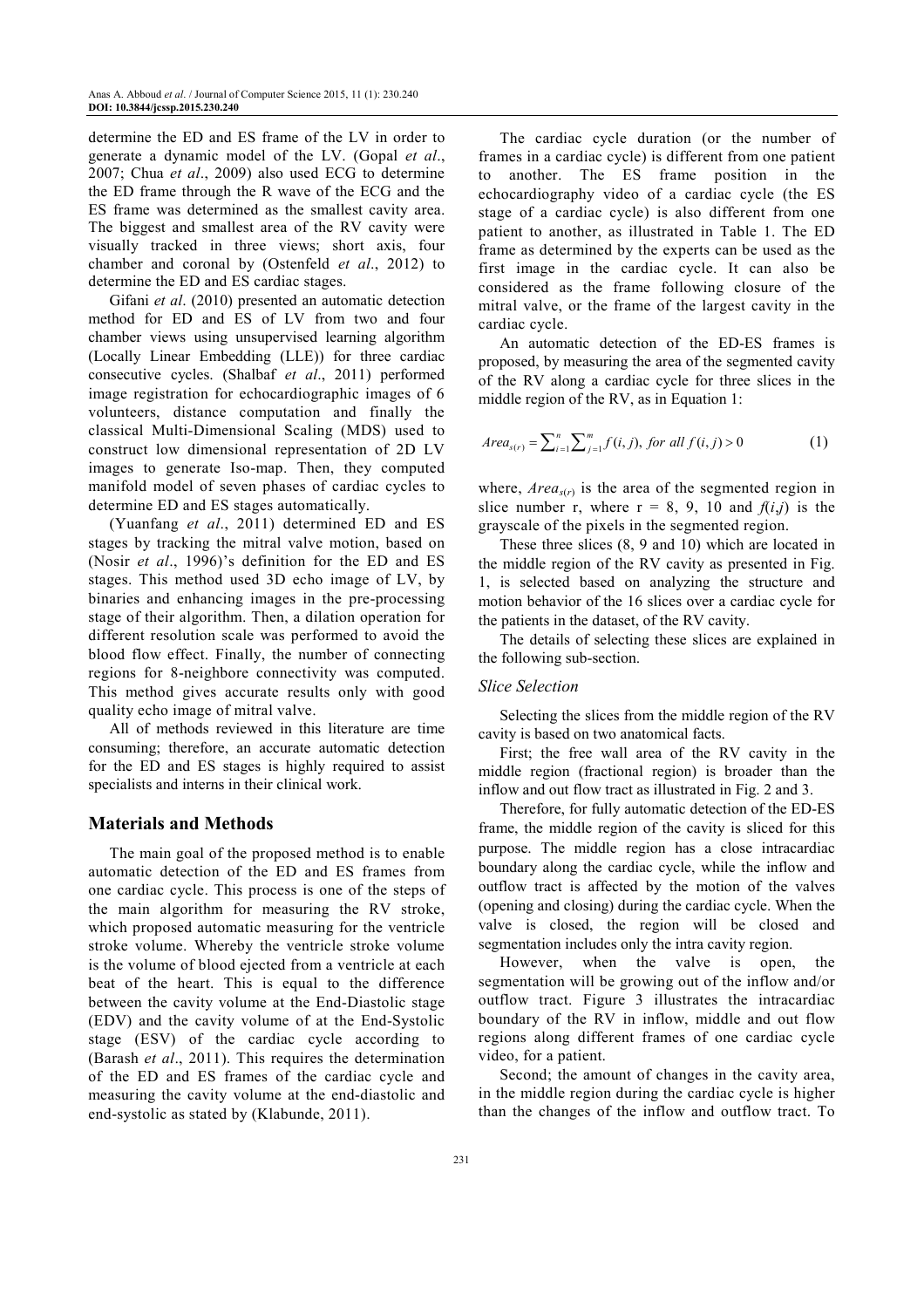determine the ED and ES frame of the LV in order to generate a dynamic model of the LV. (Gopal *et al*., 2007; Chua *et al*., 2009) also used ECG to determine the ED frame through the R wave of the ECG and the ES frame was determined as the smallest cavity area. The biggest and smallest area of the RV cavity were visually tracked in three views; short axis, four chamber and coronal by (Ostenfeld *et al*., 2012) to determine the ED and ES cardiac stages.

Gifani *et al*. (2010) presented an automatic detection method for ED and ES of LV from two and four chamber views using unsupervised learning algorithm (Locally Linear Embedding (LLE)) for three cardiac consecutive cycles. (Shalbaf *et al*., 2011) performed image registration for echocardiographic images of 6 volunteers, distance computation and finally the classical Multi-Dimensional Scaling (MDS) used to construct low dimensional representation of 2D LV images to generate Iso-map. Then, they computed manifold model of seven phases of cardiac cycles to determine ED and ES stages automatically.

(Yuanfang *et al*., 2011) determined ED and ES stages by tracking the mitral valve motion, based on (Nosir *et al*., 1996)'s definition for the ED and ES stages. This method used 3D echo image of LV, by binaries and enhancing images in the pre-processing stage of their algorithm. Then, a dilation operation for different resolution scale was performed to avoid the blood flow effect. Finally, the number of connecting regions for 8-neighbore connectivity was computed. This method gives accurate results only with good quality echo image of mitral valve.

All of methods reviewed in this literature are time consuming; therefore, an accurate automatic detection for the ED and ES stages is highly required to assist specialists and interns in their clinical work.

## Materials and Methods

The main goal of the proposed method is to enable automatic detection of the ED and ES frames from one cardiac cycle. This process is one of the steps of the main algorithm for measuring the RV stroke, which proposed automatic measuring for the ventricle stroke volume. Whereby the ventricle stroke volume is the volume of blood ejected from a ventricle at each beat of the heart. This is equal to the difference between the cavity volume at the End-Diastolic stage (EDV) and the cavity volume of at the End-Systolic stage (ESV) of the cardiac cycle according to (Barash *et al*., 2011). This requires the determination of the ED and ES frames of the cardiac cycle and measuring the cavity volume at the end-diastolic and end-systolic as stated by (Klabunde, 2011).

The cardiac cycle duration (or the number of frames in a cardiac cycle) is different from one patient to another. The ES frame position in the echocardiography video of a cardiac cycle (the ES stage of a cardiac cycle) is also different from one patient to another, as illustrated in Table 1. The ED frame as determined by the experts can be used as the first image in the cardiac cycle. It can also be considered as the frame following closure of the mitral valve, or the frame of the largest cavity in the cardiac cycle.

An automatic detection of the ED-ES frames is proposed, by measuring the area of the segmented cavity of the RV along a cardiac cycle for three slices in the middle region of the RV, as in Equation 1:

$$Area_{s(r)} = \sum_{i=1}^{n} \sum_{j=1}^{m} f(i,j), \; for \; all \; f(i,j) > 0 \tag{1}$$

where, $Area_{s(r)}$ is the area of the segmented region in slice number r, where r = 8, 9, 10 and $f(i,j)$ is the grayscale of the pixels in the segmented region.

These three slices (8, 9 and 10) which are located in the middle region of the RV cavity as presented in Fig. 1, is selected based on analyzing the structure and motion behavior of the 16 slices over a cardiac cycle for the patients in the dataset, of the RV cavity.

The details of selecting these slices are explained in the following sub-section.

### *Slice Selection*

Selecting the slices from the middle region of the RV cavity is based on two anatomical facts.

First; the free wall area of the RV cavity in the middle region (fractional region) is broader than the inflow and out flow tract as illustrated in Fig. 2 and 3.

Therefore, for fully automatic detection of the ED-ES frame, the middle region of the cavity is sliced for this purpose. The middle region has a close intracardiac boundary along the cardiac cycle, while the inflow and outflow tract is affected by the motion of the valves (opening and closing) during the cardiac cycle. When the valve is closed, the region will be closed and segmentation includes only the intra cavity region.

However, when the valve is open, the segmentation will be growing out of the inflow and/or outflow tract. Figure 3 illustrates the intracardiac boundary of the RV in inflow, middle and out flow regions along different frames of one cardiac cycle video, for a patient.

Second; the amount of changes in the cavity area, in the middle region during the cardiac cycle is higher than the changes of the inflow and outflow tract. To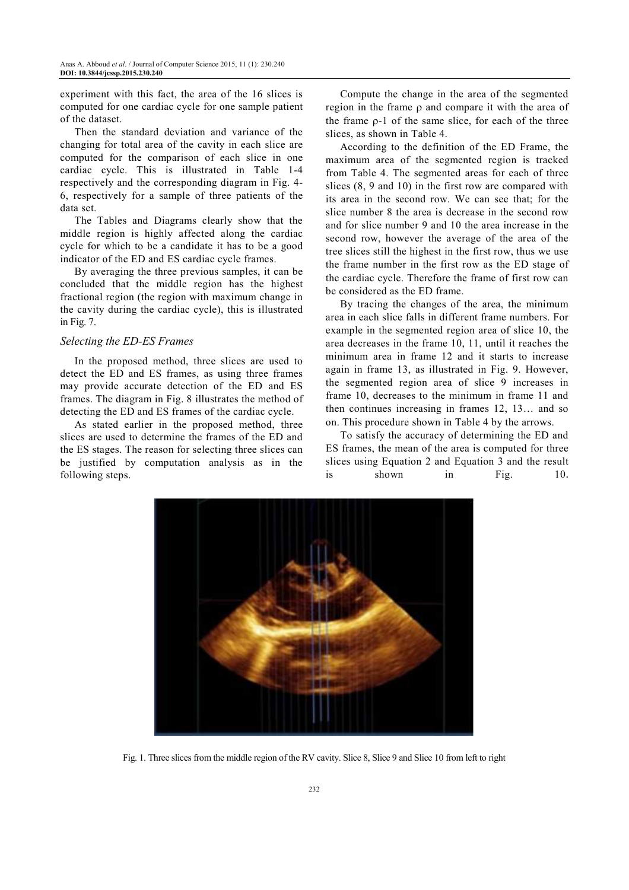experiment with this fact, the area of the 16 slices is computed for one cardiac cycle for one sample patient of the dataset.

Then the standard deviation and variance of the changing for total area of the cavity in each slice are computed for the comparison of each slice in one cardiac cycle. This is illustrated in Table 1-4 respectively and the corresponding diagram in Fig. 4-6, respectively for a sample of three patients of the data set.

The Tables and Diagrams clearly show that the middle region is highly affected along the cardiac cycle for which to be a candidate it has to be a good indicator of the ED and ES cardiac cycle frames.

By averaging the three previous samples, it can be concluded that the middle region has the highest fractional region (the region with maximum change in the cavity during the cardiac cycle), this is illustrated in Fig. 7.

### *Selecting the ED-ES Frames*

In the proposed method, three slices are used to detect the ED and ES frames, as using three frames may provide accurate detection of the ED and ES frames. The diagram in Fig. 8 illustrates the method of detecting the ED and ES frames of the cardiac cycle.

As stated earlier in the proposed method, three slices are used to determine the frames of the ED and the ES stages. The reason for selecting three slices can be justified by computation analysis as in the following steps.

Compute the change in the area of the segmented region in the frame ρ and compare it with the area of the frame ρ-1 of the same slice, for each of the three slices, as shown in Table 4.

According to the definition of the ED Frame, the maximum area of the segmented region is tracked from Table 4. The segmented areas for each of three slices (8, 9 and 10) in the first row are compared with its area in the second row. We can see that; for the slice number 8 the area is decrease in the second row and for slice number 9 and 10 the area increase in the second row, however the average of the area of the tree slices still the highest in the first row, thus we use the frame number in the first row as the ED stage of the cardiac cycle. Therefore the frame of first row can be considered as the ED frame.

By tracing the changes of the area, the minimum area in each slice falls in different frame numbers. For example in the segmented region area of slice 10, the area decreases in the frame 10, 11, until it reaches the minimum area in frame 12 and it starts to increase again in frame 13, as illustrated in Fig. 9. However, the segmented region area of slice 9 increases in frame 10, decreases to the minimum in frame 11 and then continues increasing in frames 12, 13… and so on. This procedure shown in Table 4 by the arrows.

To satisfy the accuracy of determining the ED and ES frames, the mean of the area is computed for three slices using Equation 2 and Equation 3 and the result is shown in Fig. 10.

Fig. 1. Three slices from the middle region of the RV cavity. Slice 8, Slice 9 and Slice 10 from left to right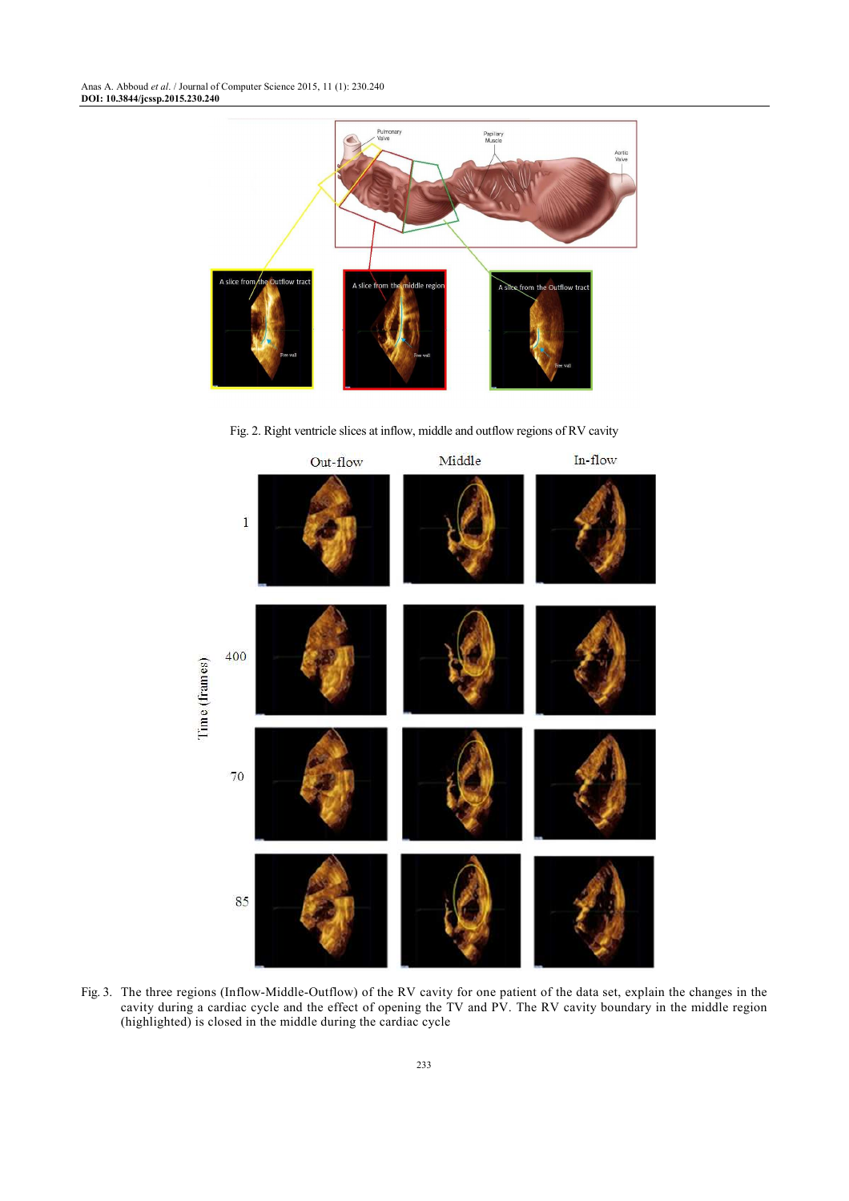Fig. 2. Right ventricle slices at inflow, middle and outflow regions of RV cavity

Fig. 3. The three regions (Inflow-Middle-Outflow) of the RV cavity for one patient of the data set, explain the changes in the cavity during a cardiac cycle and the effect of opening the TV and PV. The RV cavity boundary in the middle region (highlighted) is closed in the middle during the cardiac cycle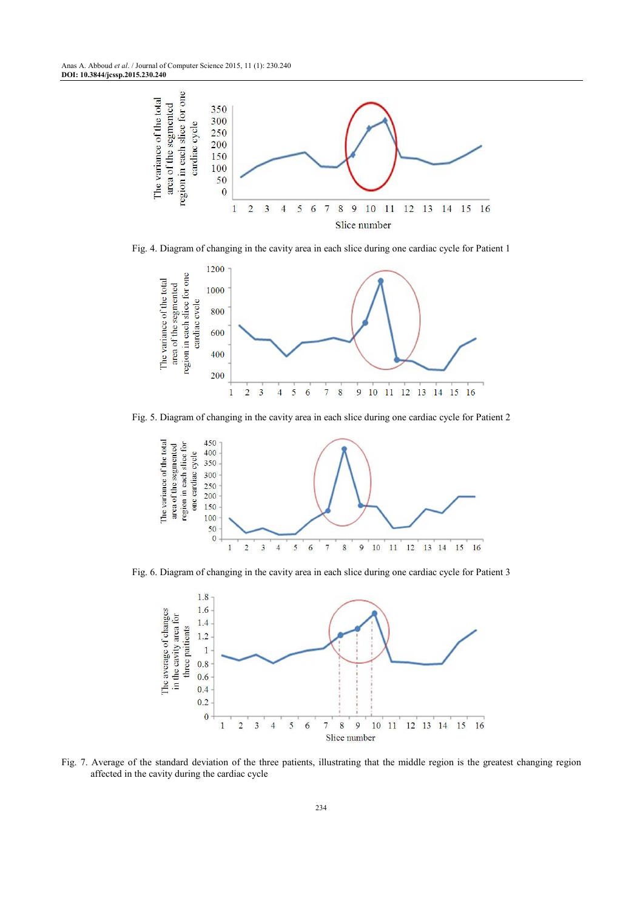Fig. 4. Diagram of changing in the cavity area in each slice during one cardiac cycle for Patient 1

Fig. 5. Diagram of changing in the cavity area in each slice during one cardiac cycle for Patient 2

Fig. 6. Diagram of changing in the cavity area in each slice during one cardiac cycle for Patient 3

Fig. 7. Average of the standard deviation of the three patients, illustrating that the middle region is the greatest changing region affected in the cavity during the cardiac cycle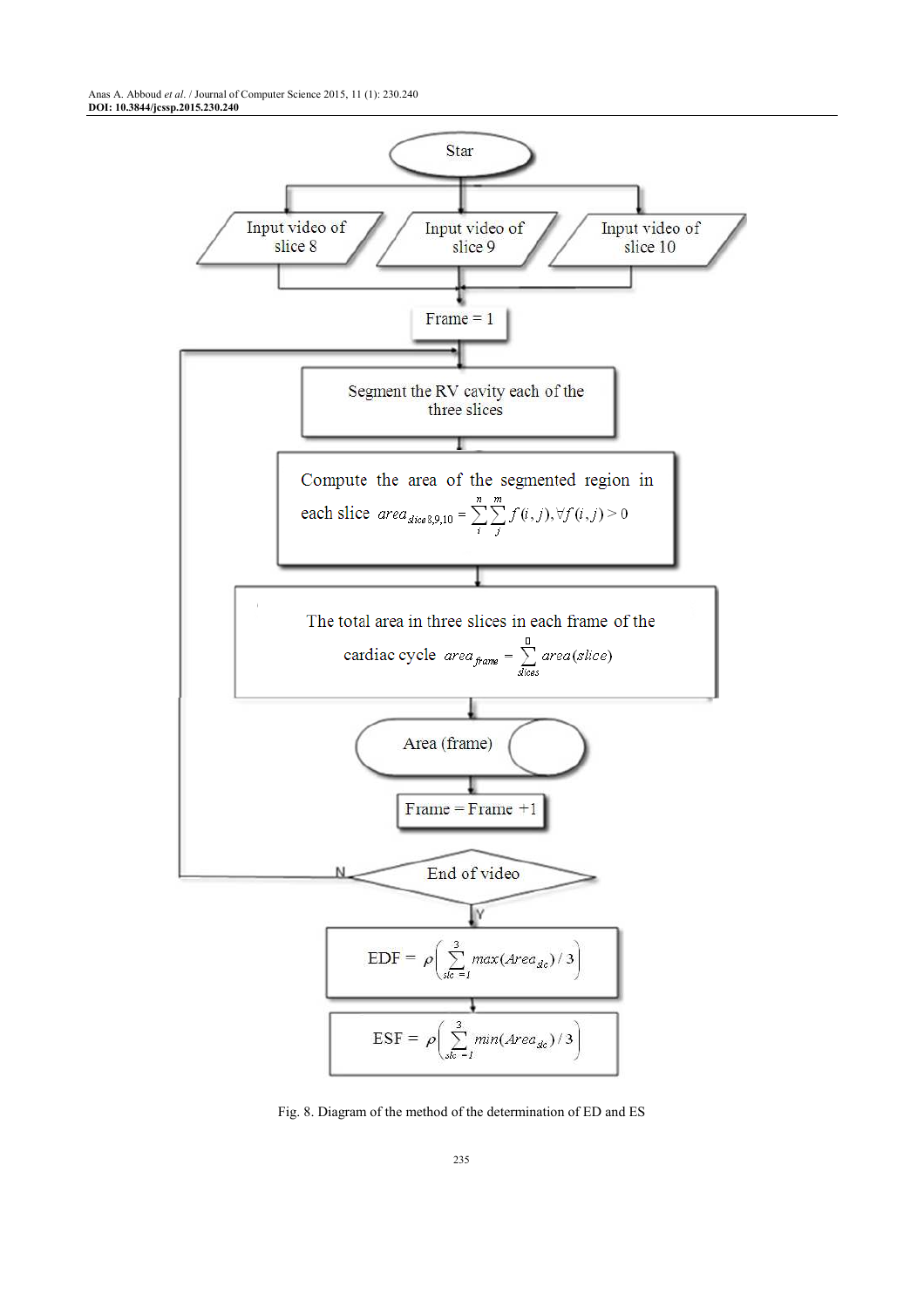Star

Input video of slice 8

Input video of slice 9

Input video of slice 10

Frame = 1

Segment the RV cavity each of the three slices

Compute the area of the segmented region in each slice $area_{slice 8,9,10} = \sum_{i}^{n}\sum_{j}^{m} f(i,j), \forall f(i,j) > 0$

The total area in three slices in each frame of the cardiac cycle $area_{frame} = \sum_{slices}^{\square} area(slice)$

Area (frame)

Frame = Frame +1

End of video

N

Y

$$EDF = \rho\left(\sum_{slc=1}^{3} max(Area_{slc}) / 3\right)$$

$$ESF = \rho\left(\sum_{slc=1}^{3} min(Area_{slc}) / 3\right)$$

Fig. 8. Diagram of the method of the determination of ED and ES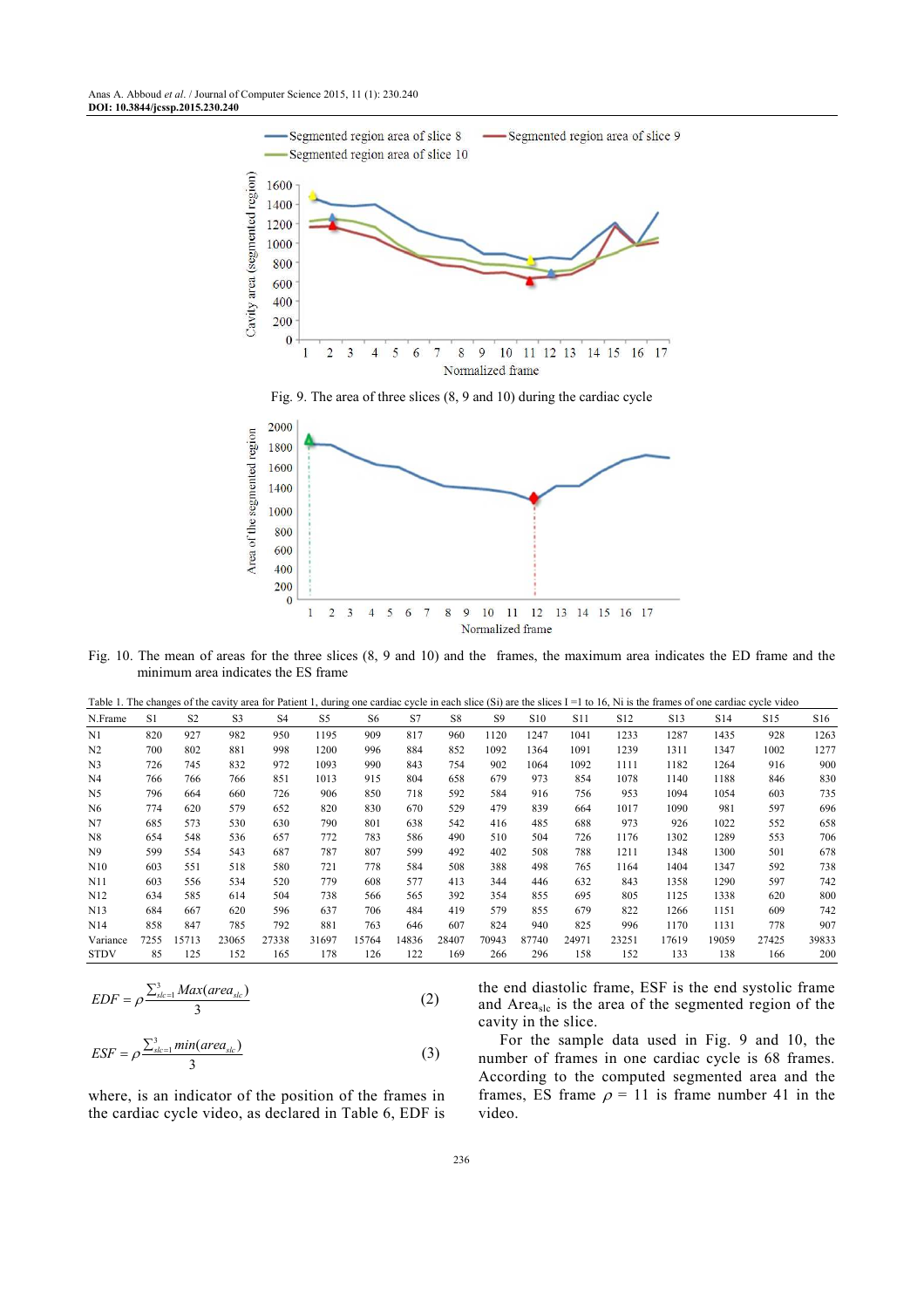Fig. 9. The area of three slices (8, 9 and 10) during the cardiac cycle

Fig. 10. The mean of areas for the three slices (8, 9 and 10) and the frames, the maximum area indicates the ED frame and the minimum area indicates the ES frame

Table 1. The changes of the cavity area for Patient 1, during one cardiac cycle in each slice (Si) are the slices I =1 to 16, Ni is the frames of one cardiac cycle video

| N.Frame | S1 | S2 | S3 | S4 | S5 | S6 | S7 | S8 | S9 | S10 | S11 | S12 | S13 | S14 | S15 | S16 |
|---|---|---|---|---|---|---|---|---|---|---|---|---|---|---|---|---|
| N1 | 820 | 927 | 982 | 950 | 1195 | 909 | 817 | 960 | 1120 | 1247 | 1041 | 1233 | 1287 | 1435 | 928 | 1263 |
| N2 | 700 | 802 | 881 | 998 | 1200 | 996 | 884 | 852 | 1092 | 1364 | 1091 | 1239 | 1311 | 1347 | 1002 | 1277 |
| N3 | 726 | 745 | 832 | 972 | 1093 | 990 | 843 | 754 | 902 | 1064 | 1092 | 1111 | 1182 | 1264 | 916 | 900 |
| N4 | 766 | 766 | 766 | 851 | 1013 | 915 | 804 | 658 | 679 | 973 | 854 | 1078 | 1140 | 1188 | 846 | 830 |
| N5 | 796 | 664 | 660 | 726 | 906 | 850 | 718 | 592 | 584 | 916 | 756 | 953 | 1094 | 1054 | 603 | 735 |
| N6 | 774 | 620 | 579 | 652 | 820 | 830 | 670 | 529 | 479 | 839 | 664 | 1017 | 1090 | 981 | 597 | 696 |
| N7 | 685 | 573 | 530 | 630 | 790 | 801 | 638 | 542 | 416 | 485 | 688 | 973 | 926 | 1022 | 552 | 658 |
| N8 | 654 | 548 | 536 | 657 | 772 | 783 | 586 | 490 | 510 | 504 | 726 | 1176 | 1302 | 1289 | 553 | 706 |
| N9 | 599 | 554 | 543 | 687 | 787 | 807 | 599 | 492 | 402 | 508 | 788 | 1211 | 1348 | 1300 | 501 | 678 |
| N10 | 603 | 551 | 518 | 580 | 721 | 778 | 584 | 508 | 388 | 498 | 765 | 1164 | 1404 | 1347 | 592 | 738 |
| N11 | 603 | 556 | 534 | 520 | 779 | 608 | 577 | 413 | 344 | 446 | 632 | 843 | 1358 | 1290 | 597 | 742 |
| N12 | 634 | 585 | 614 | 504 | 738 | 566 | 565 | 392 | 354 | 855 | 695 | 805 | 1125 | 1338 | 620 | 800 |
| N13 | 684 | 667 | 620 | 596 | 637 | 706 | 484 | 419 | 579 | 855 | 679 | 822 | 1266 | 1151 | 609 | 742 |
| N14 | 858 | 847 | 785 | 792 | 881 | 763 | 646 | 607 | 824 | 940 | 825 | 996 | 1170 | 1131 | 778 | 907 |
| Variance | 7255 | 15713 | 23065 | 27338 | 31697 | 15764 | 14836 | 28407 | 70943 | 87740 | 24971 | 23251 | 17619 | 19059 | 27425 | 39833 |
| STDV | 85 | 125 | 152 | 165 | 178 | 126 | 122 | 169 | 266 | 296 | 158 | 152 | 133 | 138 | 166 | 200 |

$$EDF = \rho \frac{\sum_{slc=1}^{3} Max(area_{slc})}{3} \quad (2)$$

$$ESF = \rho \frac{\sum_{slc=1}^{3} min(area_{slc})}{3} \quad (3)$$

where, is an indicator of the position of the frames in the cardiac cycle video, as declared in Table 6, EDF is the end diastolic frame, ESF is the end systolic frame and $Area_{slc}$ is the area of the segmented region of the cavity in the slice.

For the sample data used in Fig. 9 and 10, the number of frames in one cardiac cycle is 68 frames. According to the computed segmented area and the frames, ES frame $\rho$ = 11 is frame number 41 in the video.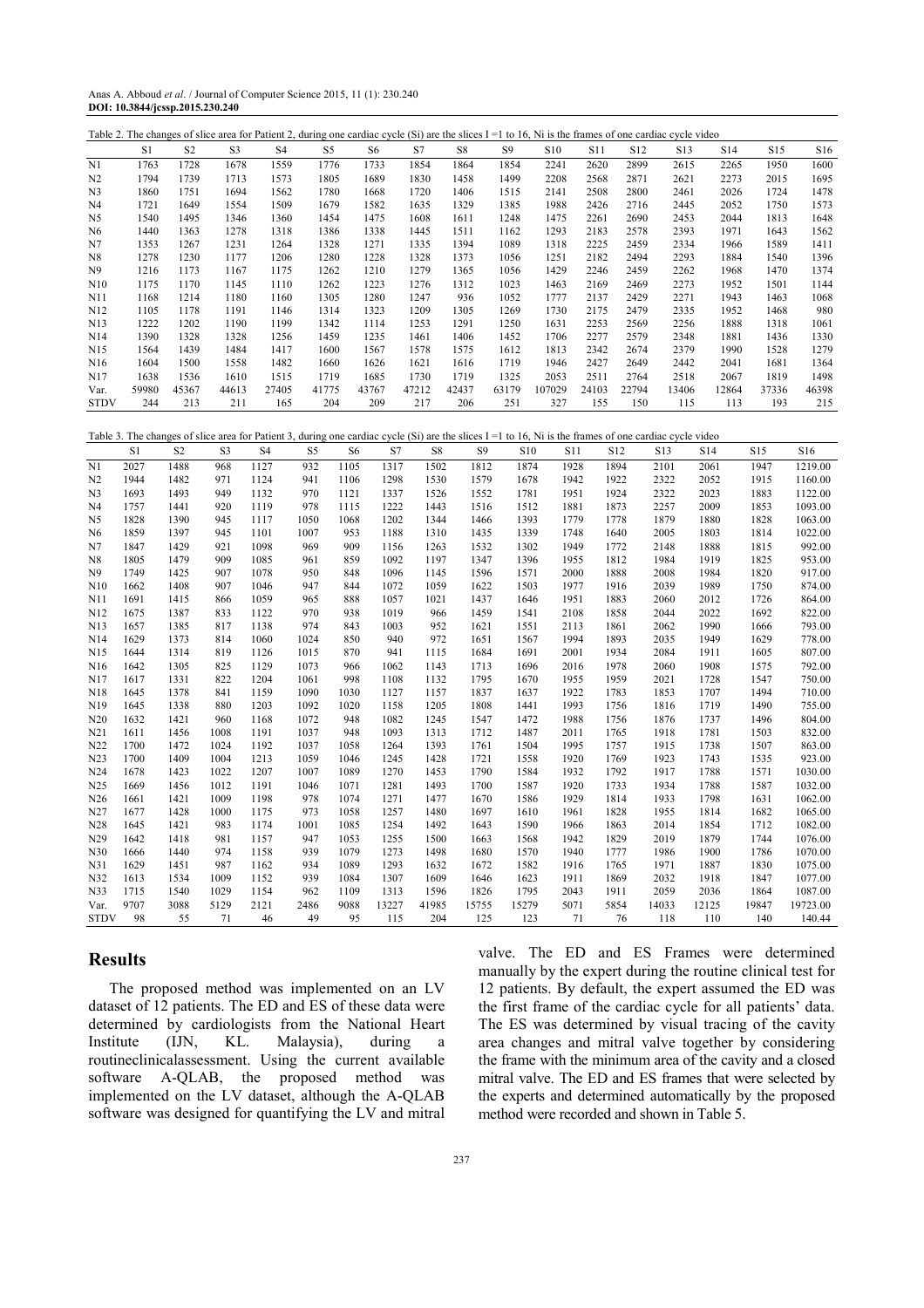Table 2. The changes of slice area for Patient 2, during one cardiac cycle (Si) are the slices I =1 to 16, Ni is the frames of one cardiac cycle video

| | S1 | S2 | S3 | S4 | S5 | S6 | S7 | S8 | S9 | S10 | S11 | S12 | S13 | S14 | S15 | S16 |
|---|---|---|---|---|---|---|---|---|---|---|---|---|---|---|---|---|
| N1 | 1763 | 1728 | 1678 | 1559 | 1776 | 1733 | 1854 | 1864 | 1854 | 2241 | 2620 | 2899 | 2615 | 2265 | 1950 | 1600 |
| N2 | 1794 | 1739 | 1713 | 1573 | 1805 | 1689 | 1830 | 1458 | 1499 | 2208 | 2568 | 2871 | 2621 | 2273 | 2015 | 1695 |
| N3 | 1860 | 1751 | 1694 | 1562 | 1780 | 1668 | 1720 | 1406 | 1515 | 2141 | 2508 | 2800 | 2461 | 2026 | 1724 | 1478 |
| N4 | 1721 | 1649 | 1554 | 1509 | 1679 | 1582 | 1635 | 1329 | 1385 | 1988 | 2426 | 2716 | 2445 | 2052 | 1750 | 1573 |
| N5 | 1540 | 1495 | 1346 | 1360 | 1454 | 1475 | 1608 | 1611 | 1248 | 1475 | 2261 | 2690 | 2453 | 2044 | 1813 | 1648 |
| N6 | 1440 | 1363 | 1278 | 1318 | 1386 | 1338 | 1445 | 1511 | 1162 | 1293 | 2183 | 2578 | 2393 | 1971 | 1643 | 1562 |
| N7 | 1353 | 1267 | 1231 | 1264 | 1328 | 1271 | 1335 | 1394 | 1089 | 1318 | 2225 | 2459 | 2334 | 1966 | 1589 | 1411 |
| N8 | 1278 | 1230 | 1177 | 1206 | 1280 | 1228 | 1328 | 1373 | 1056 | 1251 | 2182 | 2494 | 2293 | 1884 | 1540 | 1396 |
| N9 | 1216 | 1173 | 1167 | 1175 | 1262 | 1210 | 1279 | 1365 | 1056 | 1429 | 2246 | 2459 | 2262 | 1968 | 1470 | 1374 |
| N10 | 1175 | 1170 | 1145 | 1110 | 1262 | 1223 | 1276 | 1312 | 1023 | 1463 | 2169 | 2469 | 2273 | 1952 | 1501 | 1144 |
| N11 | 1168 | 1214 | 1180 | 1160 | 1305 | 1280 | 1247 | 936 | 1052 | 1777 | 2137 | 2429 | 2271 | 1943 | 1463 | 1068 |
| N12 | 1105 | 1178 | 1191 | 1146 | 1314 | 1323 | 1209 | 1305 | 1269 | 1730 | 2175 | 2479 | 2335 | 1952 | 1468 | 980 |
| N13 | 1222 | 1202 | 1190 | 1199 | 1342 | 1114 | 1253 | 1291 | 1250 | 1631 | 2253 | 2569 | 2256 | 1888 | 1318 | 1061 |
| N14 | 1390 | 1328 | 1328 | 1256 | 1459 | 1235 | 1461 | 1406 | 1452 | 1706 | 2277 | 2579 | 2348 | 1881 | 1436 | 1330 |
| N15 | 1564 | 1439 | 1484 | 1417 | 1600 | 1567 | 1578 | 1575 | 1612 | 1813 | 2342 | 2674 | 2379 | 1990 | 1528 | 1279 |
| N16 | 1604 | 1500 | 1558 | 1482 | 1660 | 1626 | 1621 | 1616 | 1719 | 1946 | 2427 | 2649 | 2442 | 2041 | 1681 | 1364 |
| N17 | 1638 | 1536 | 1610 | 1515 | 1719 | 1685 | 1730 | 1719 | 1325 | 2053 | 2511 | 2764 | 2518 | 2067 | 1819 | 1498 |
| Var. | 59980 | 45367 | 44613 | 27405 | 41775 | 43767 | 47212 | 42437 | 63179 | 107029 | 24103 | 22794 | 13406 | 12864 | 37336 | 46398 |
| STDV | 244 | 213 | 211 | 165 | 204 | 209 | 217 | 206 | 251 | 327 | 155 | 150 | 115 | 113 | 193 | 215 |

Table 3. The changes of slice area for Patient 3, during one cardiac cycle (Si) are the slices I =1 to 16, Ni is the frames of one cardiac cycle video

| | S1 | S2 | S3 | S4 | S5 | S6 | S7 | S8 | S9 | S10 | S11 | S12 | S13 | S14 | S15 | S16 |
|---|---|---|---|---|---|---|---|---|---|---|---|---|---|---|---|---|
| N1 | 2027 | 1488 | 968 | 1127 | 932 | 1105 | 1317 | 1502 | 1812 | 1874 | 1928 | 1894 | 2101 | 2061 | 1947 | 1219.00 |
| N2 | 1944 | 1482 | 971 | 1124 | 941 | 1106 | 1298 | 1530 | 1579 | 1678 | 1942 | 1922 | 2322 | 2052 | 1915 | 1160.00 |
| N3 | 1693 | 1493 | 949 | 1132 | 970 | 1121 | 1337 | 1526 | 1552 | 1781 | 1951 | 1924 | 2322 | 2023 | 1883 | 1122.00 |
| N4 | 1757 | 1441 | 920 | 1119 | 978 | 1115 | 1222 | 1443 | 1516 | 1512 | 1881 | 1873 | 2257 | 2009 | 1853 | 1093.00 |
| N5 | 1828 | 1390 | 945 | 1117 | 1050 | 1068 | 1202 | 1344 | 1466 | 1393 | 1779 | 1778 | 1879 | 1880 | 1828 | 1063.00 |
| N6 | 1859 | 1397 | 945 | 1101 | 1007 | 953 | 1188 | 1310 | 1435 | 1339 | 1748 | 1640 | 2005 | 1803 | 1814 | 1022.00 |
| N7 | 1847 | 1429 | 921 | 1098 | 969 | 909 | 1156 | 1263 | 1532 | 1302 | 1949 | 1772 | 2148 | 1888 | 1815 | 992.00 |
| N8 | 1805 | 1479 | 909 | 1085 | 961 | 859 | 1092 | 1197 | 1347 | 1396 | 1955 | 1812 | 1984 | 1919 | 1825 | 953.00 |
| N9 | 1749 | 1425 | 907 | 1078 | 950 | 848 | 1096 | 1145 | 1596 | 1571 | 2000 | 1888 | 2008 | 1984 | 1820 | 917.00 |
| N10 | 1662 | 1408 | 907 | 1046 | 947 | 844 | 1072 | 1059 | 1622 | 1503 | 1977 | 1916 | 2039 | 1989 | 1750 | 874.00 |
| N11 | 1691 | 1415 | 866 | 1059 | 965 | 888 | 1057 | 1021 | 1437 | 1646 | 1951 | 1883 | 2060 | 2012 | 1726 | 864.00 |
| N12 | 1675 | 1387 | 833 | 1122 | 970 | 938 | 1019 | 966 | 1459 | 1541 | 2108 | 1858 | 2044 | 2022 | 1692 | 822.00 |
| N13 | 1657 | 1385 | 817 | 1138 | 974 | 843 | 1003 | 952 | 1621 | 1551 | 2113 | 1861 | 2062 | 1990 | 1666 | 793.00 |
| N14 | 1629 | 1373 | 814 | 1060 | 1024 | 850 | 940 | 972 | 1651 | 1567 | 1994 | 1893 | 2035 | 1949 | 1629 | 778.00 |
| N15 | 1644 | 1314 | 819 | 1126 | 1015 | 870 | 941 | 1115 | 1684 | 1691 | 2001 | 1934 | 2084 | 1911 | 1605 | 807.00 |
| N16 | 1642 | 1305 | 825 | 1129 | 1073 | 966 | 1062 | 1143 | 1713 | 1696 | 2016 | 1978 | 2060 | 1908 | 1575 | 792.00 |
| N17 | 1617 | 1331 | 822 | 1204 | 1061 | 998 | 1108 | 1132 | 1795 | 1670 | 1955 | 1959 | 2021 | 1728 | 1547 | 750.00 |
| N18 | 1645 | 1378 | 841 | 1159 | 1090 | 1030 | 1127 | 1157 | 1837 | 1637 | 1922 | 1783 | 1853 | 1707 | 1494 | 710.00 |
| N19 | 1645 | 1338 | 880 | 1203 | 1092 | 1020 | 1158 | 1205 | 1808 | 1441 | 1993 | 1756 | 1816 | 1719 | 1490 | 755.00 |
| N20 | 1632 | 1421 | 960 | 1168 | 1072 | 948 | 1082 | 1245 | 1547 | 1472 | 1988 | 1756 | 1876 | 1737 | 1496 | 804.00 |
| N21 | 1611 | 1456 | 1008 | 1191 | 1037 | 948 | 1093 | 1313 | 1712 | 1487 | 2011 | 1765 | 1918 | 1781 | 1503 | 832.00 |
| N22 | 1700 | 1472 | 1024 | 1192 | 1037 | 1058 | 1264 | 1393 | 1761 | 1504 | 1995 | 1757 | 1915 | 1738 | 1507 | 863.00 |
| N23 | 1700 | 1409 | 1004 | 1213 | 1059 | 1046 | 1245 | 1428 | 1721 | 1558 | 1920 | 1769 | 1923 | 1743 | 1535 | 923.00 |
| N24 | 1678 | 1423 | 1022 | 1207 | 1007 | 1089 | 1270 | 1453 | 1790 | 1584 | 1932 | 1792 | 1917 | 1788 | 1571 | 1030.00 |
| N25 | 1669 | 1456 | 1012 | 1191 | 1046 | 1071 | 1281 | 1493 | 1700 | 1587 | 1920 | 1733 | 1934 | 1788 | 1587 | 1032.00 |
| N26 | 1661 | 1421 | 1009 | 1198 | 978 | 1074 | 1271 | 1477 | 1670 | 1586 | 1929 | 1814 | 1933 | 1798 | 1631 | 1062.00 |
| N27 | 1677 | 1428 | 1000 | 1175 | 973 | 1058 | 1257 | 1480 | 1697 | 1610 | 1961 | 1828 | 1955 | 1814 | 1682 | 1065.00 |
| N28 | 1645 | 1421 | 983 | 1174 | 1001 | 1085 | 1254 | 1492 | 1643 | 1590 | 1966 | 1863 | 2014 | 1854 | 1712 | 1082.00 |
| N29 | 1642 | 1418 | 981 | 1157 | 947 | 1053 | 1255 | 1500 | 1663 | 1568 | 1942 | 1829 | 2019 | 1879 | 1744 | 1076.00 |
| N30 | 1666 | 1440 | 974 | 1158 | 939 | 1079 | 1273 | 1498 | 1680 | 1570 | 1940 | 1777 | 1986 | 1900 | 1786 | 1070.00 |
| N31 | 1629 | 1451 | 987 | 1162 | 934 | 1089 | 1293 | 1632 | 1672 | 1582 | 1916 | 1765 | 1971 | 1887 | 1830 | 1075.00 |
| N32 | 1613 | 1534 | 1009 | 1152 | 939 | 1084 | 1307 | 1609 | 1646 | 1623 | 1911 | 1869 | 2032 | 1918 | 1847 | 1077.00 |
| N33 | 1715 | 1540 | 1029 | 1154 | 962 | 1109 | 1313 | 1596 | 1826 | 1795 | 2043 | 1911 | 2059 | 2036 | 1864 | 1087.00 |
| Var. | 9707 | 3088 | 5129 | 2121 | 2486 | 9088 | 13227 | 41985 | 15755 | 15279 | 5071 | 5854 | 14033 | 12125 | 19847 | 19723.00 |
| STDV | 98 | 55 | 71 | 46 | 49 | 95 | 115 | 204 | 125 | 123 | 71 | 76 | 118 | 110 | 140 | 140.44 |

## Results

The proposed method was implemented on an LV dataset of 12 patients. The ED and ES of these data were determined by cardiologists from the National Heart Institute (IJN, KL. Malaysia), during a routineclinicalassessment. Using the current available software A-QLAB, the proposed method was implemented on the LV dataset, although the A-QLAB software was designed for quantifying the LV and mitral valve. The ED and ES Frames were determined manually by the expert during the routine clinical test for 12 patients. By default, the expert assumed the ED was the first frame of the cardiac cycle for all patients' data. The ES was determined by visual tracing of the cavity area changes and mitral valve together by considering the frame with the minimum area of the cavity and a closed mitral valve. The ED and ES frames that were selected by the experts and determined automatically by the proposed method were recorded and shown in Table 5.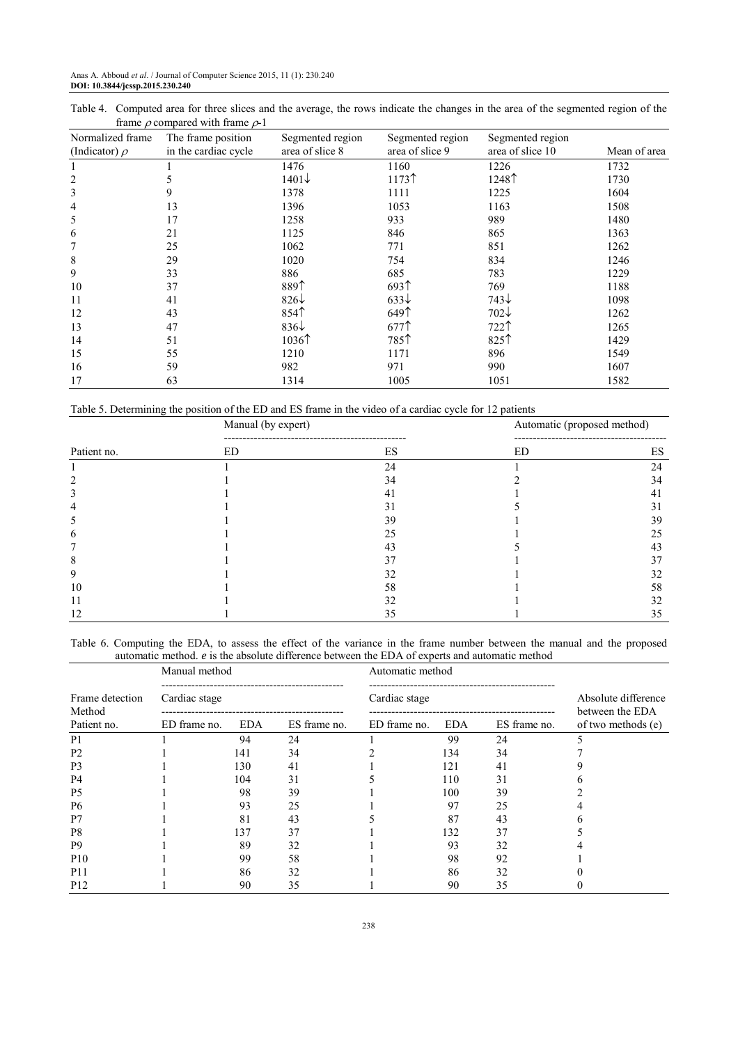Table 4. Computed area for three slices and the average, the rows indicate the changes in the area of the segmented region of the frame $\rho$ compared with frame $\rho$-1

| Normalized frame (Indicator) $\rho$ | The frame position in the cardiac cycle | Segmented region area of slice 8 | Segmented region area of slice 9 | Segmented region area of slice 10 | Mean of area |
|---|---|---|---|---|---|
| 1 | 1 | 1476 | 1160 | 1226 | 1732 |
| 2 | 5 | 1401↓ | 1173↑ | 1248↑ | 1730 |
| 3 | 9 | 1378 | 1111 | 1225 | 1604 |
| 4 | 13 | 1396 | 1053 | 1163 | 1508 |
| 5 | 17 | 1258 | 933 | 989 | 1480 |
| 6 | 21 | 1125 | 846 | 865 | 1363 |
| 7 | 25 | 1062 | 771 | 851 | 1262 |
| 8 | 29 | 1020 | 754 | 834 | 1246 |
| 9 | 33 | 886 | 685 | 783 | 1229 |
| 10 | 37 | 889↑ | 693↑ | 769 | 1188 |
| 11 | 41 | 826↓ | 633↓ | 743↓ | 1098 |
| 12 | 43 | 854↑ | 649↑ | 702↓ | 1262 |
| 13 | 47 | 836↓ | 677↑ | 722↑ | 1265 |
| 14 | 51 | 1036↑ | 785↑ | 825↑ | 1429 |
| 15 | 55 | 1210 | 1171 | 896 | 1549 |
| 16 | 59 | 982 | 971 | 990 | 1607 |
| 17 | 63 | 1314 | 1005 | 1051 | 1582 |

Table 5. Determining the position of the ED and ES frame in the video of a cardiac cycle for 12 patients

| | Manual (by expert) | | Automatic (proposed method) | |
|---|---|---|---|---|
| Patient no. | ED | ES | ED | ES |
| 1 | 1 | 24 | 1 | 24 |
| 2 | 1 | 34 | 2 | 34 |
| 3 | 1 | 41 | 1 | 41 |
| 4 | 1 | 31 | 5 | 31 |
| 5 | 1 | 39 | 1 | 39 |
| 6 | 1 | 25 | 1 | 25 |
| 7 | 1 | 43 | 5 | 43 |
| 8 | 1 | 37 | 1 | 37 |
| 9 | 1 | 32 | 1 | 32 |
| 10 | 1 | 58 | 1 | 58 |
| 11 | 1 | 32 | 1 | 32 |
| 12 | 1 | 35 | 1 | 35 |

Table 6. Computing the EDA, to assess the effect of the variance in the frame number between the manual and the proposed automatic method. *e* is the absolute difference between the EDA of experts and automatic method

| | Manual method | | | Automatic method | | | |
|---|---|---|---|---|---|---|---|
| Frame detection Method | Cardiac stage | | | Cardiac stage | | | Absolute difference between the EDA |
| Patient no. | ED frame no. | EDA | ES frame no. | ED frame no. | EDA | ES frame no. | of two methods (e) |
| P1 | 1 | 94 | 24 | 1 | 99 | 24 | 5 |
| P2 | 1 | 141 | 34 | 2 | 134 | 34 | 7 |
| P3 | 1 | 130 | 41 | 1 | 121 | 41 | 9 |
| P4 | 1 | 104 | 31 | 5 | 110 | 31 | 6 |
| P5 | 1 | 98 | 39 | 1 | 100 | 39 | 2 |
| P6 | 1 | 93 | 25 | 1 | 97 | 25 | 4 |
| P7 | 1 | 81 | 43 | 5 | 87 | 43 | 6 |
| P8 | 1 | 137 | 37 | 1 | 132 | 37 | 5 |
| P9 | 1 | 89 | 32 | 1 | 93 | 32 | 4 |
| P10 | 1 | 99 | 58 | 1 | 98 | 92 | 1 |
| P11 | 1 | 86 | 32 | 1 | 86 | 32 | 0 |
| P12 | 1 | 90 | 35 | 1 | 90 | 35 | 0 |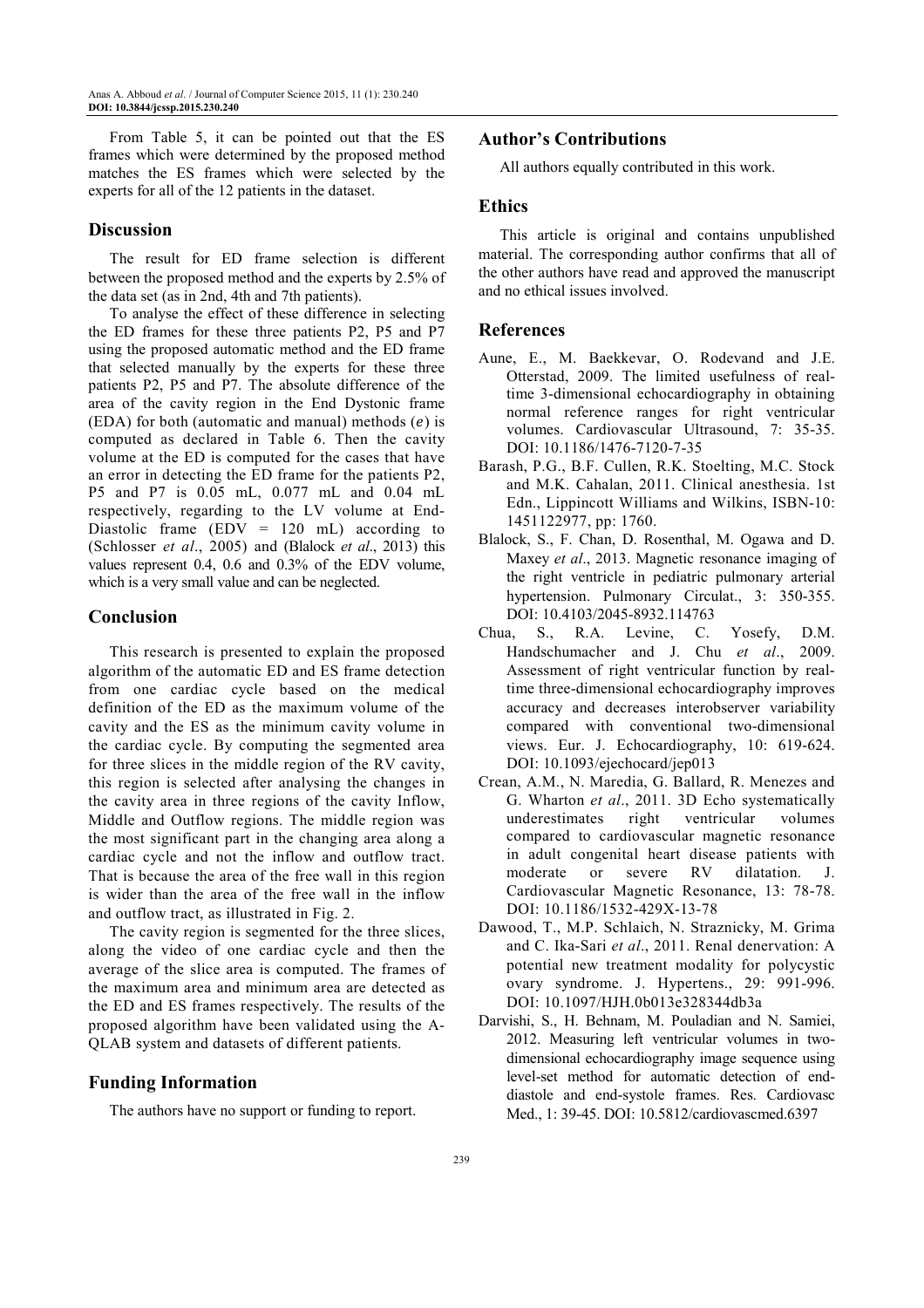From Table 5, it can be pointed out that the ES frames which were determined by the proposed method matches the ES frames which were selected by the experts for all of the 12 patients in the dataset.

## Discussion

The result for ED frame selection is different between the proposed method and the experts by 2.5% of the data set (as in 2nd, 4th and 7th patients).

To analyse the effect of these difference in selecting the ED frames for these three patients P2, P5 and P7 using the proposed automatic method and the ED frame that selected manually by the experts for these three patients P2, P5 and P7. The absolute difference of the area of the cavity region in the End Dystonic frame (EDA) for both (automatic and manual) methods ($e$) is computed as declared in Table 6. Then the cavity volume at the ED is computed for the cases that have an error in detecting the ED frame for the patients P2, P5 and P7 is 0.05 mL, 0.077 mL and 0.04 mL respectively, regarding to the LV volume at End-Diastolic frame (EDV = 120 mL) according to (Schlosser *et al*., 2005) and (Blalock *et al*., 2013) this values represent 0.4, 0.6 and 0.3% of the EDV volume, which is a very small value and can be neglected.

## Conclusion

This research is presented to explain the proposed algorithm of the automatic ED and ES frame detection from one cardiac cycle based on the medical definition of the ED as the maximum volume of the cavity and the ES as the minimum cavity volume in the cardiac cycle. By computing the segmented area for three slices in the middle region of the RV cavity, this region is selected after analysing the changes in the cavity area in three regions of the cavity Inflow, Middle and Outflow regions. The middle region was the most significant part in the changing area along a cardiac cycle and not the inflow and outflow tract. That is because the area of the free wall in this region is wider than the area of the free wall in the inflow and outflow tract, as illustrated in Fig. 2.

The cavity region is segmented for the three slices, along the video of one cardiac cycle and then the average of the slice area is computed. The frames of the maximum area and minimum area are detected as the ED and ES frames respectively. The results of the proposed algorithm have been validated using the A-QLAB system and datasets of different patients.

## Funding Information

The authors have no support or funding to report.

## Author's Contributions

All authors equally contributed in this work.

## Ethics

This article is original and contains unpublished material. The corresponding author confirms that all of the other authors have read and approved the manuscript and no ethical issues involved.

## References

Aune, E., M. Baekkevar, O. Rodevand and J.E. Otterstad, 2009. The limited usefulness of real-time 3-dimensional echocardiography in obtaining normal reference ranges for right ventricular volumes. Cardiovascular Ultrasound, 7: 35-35. DOI: 10.1186/1476-7120-7-35

Barash, P.G., B.F. Cullen, R.K. Stoelting, M.C. Stock and M.K. Cahalan, 2011. Clinical anesthesia. 1st Edn., Lippincott Williams and Wilkins, ISBN-10: 1451122977, pp: 1760.

Blalock, S., F. Chan, D. Rosenthal, M. Ogawa and D. Maxey *et al*., 2013. Magnetic resonance imaging of the right ventricle in pediatric pulmonary arterial hypertension. Pulmonary Circulat., 3: 350-355. DOI: 10.4103/2045-8932.114763

Chua, S., R.A. Levine, C. Yosefy, D.M. Handschumacher and J. Chu *et al*., 2009. Assessment of right ventricular function by real-time three-dimensional echocardiography improves accuracy and decreases interobserver variability compared with conventional two-dimensional views. Eur. J. Echocardiography, 10: 619-624. DOI: 10.1093/ejechocard/jep013

Crean, A.M., N. Maredia, G. Ballard, R. Menezes and G. Wharton *et al*., 2011. 3D Echo systematically underestimates right ventricular volumes compared to cardiovascular magnetic resonance in adult congenital heart disease patients with moderate or severe RV dilatation. J. Cardiovascular Magnetic Resonance, 13: 78-78. DOI: 10.1186/1532-429X-13-78

Dawood, T., M.P. Schlaich, N. Straznicky, M. Grima and C. Ika-Sari *et al*., 2011. Renal denervation: A potential new treatment modality for polycystic ovary syndrome. J. Hypertens., 29: 991-996. DOI: 10.1097/HJH.0b013e328344db3a

Darvishi, S., H. Behnam, M. Pouladian and N. Samiei, 2012. Measuring left ventricular volumes in two-dimensional echocardiography image sequence using level-set method for automatic detection of end-diastole and end-systole frames. Res. Cardiovasc Med., 1: 39-45. DOI: 10.5812/cardiovascmed.6397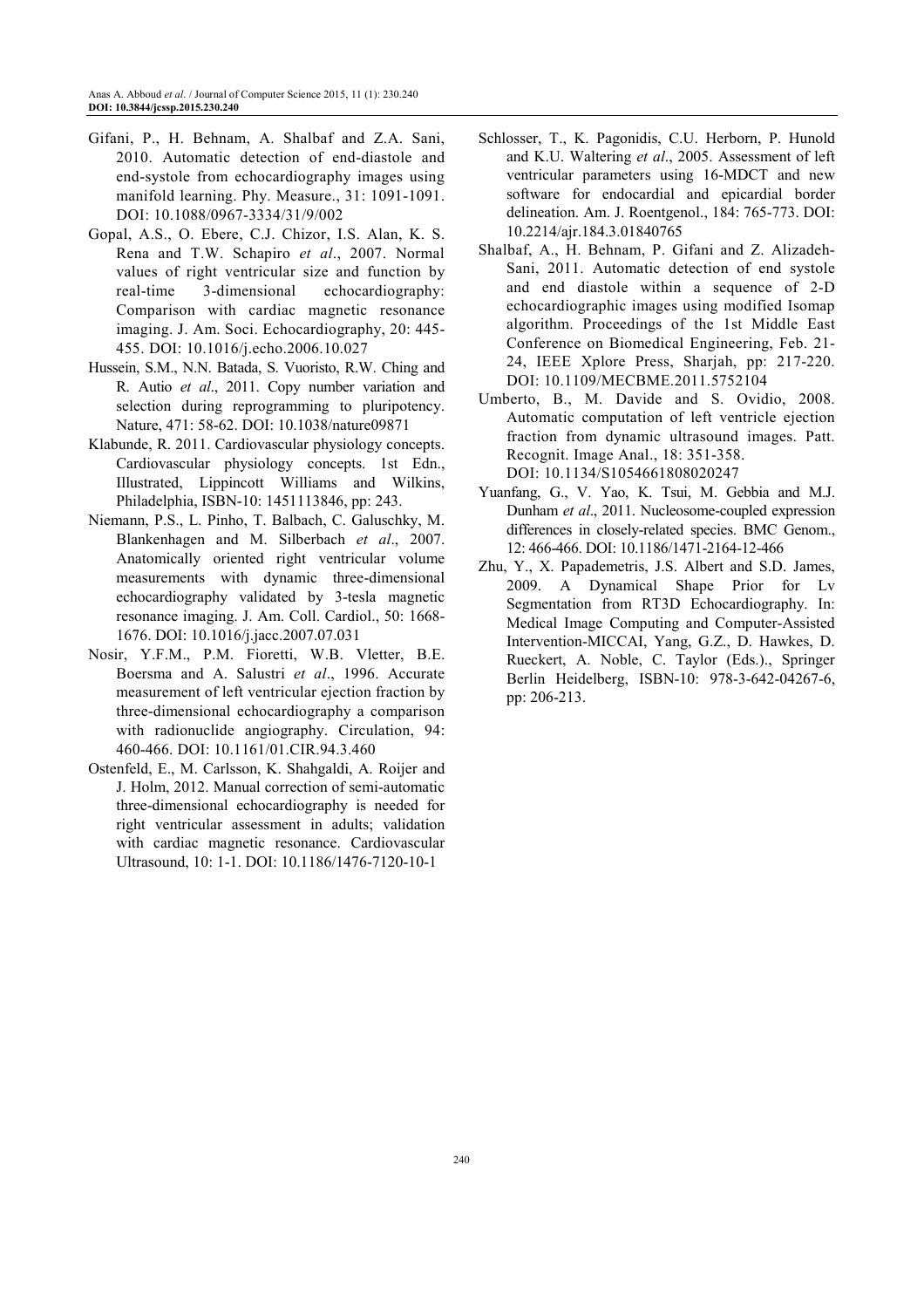Gifani, P., H. Behnam, A. Shalbaf and Z.A. Sani, 2010. Automatic detection of end-diastole and end-systole from echocardiography images using manifold learning. Phy. Measure., 31: 1091-1091. DOI: 10.1088/0967-3334/31/9/002

Gopal, A.S., O. Ebere, C.J. Chizor, I.S. Alan, K. S. Rena and T.W. Schapiro *et al*., 2007. Normal values of right ventricular size and function by real-time 3-dimensional echocardiography: Comparison with cardiac magnetic resonance imaging. J. Am. Soci. Echocardiography, 20: 445-455. DOI: 10.1016/j.echo.2006.10.027

Hussein, S.M., N.N. Batada, S. Vuoristo, R.W. Ching and R. Autio *et al*., 2011. Copy number variation and selection during reprogramming to pluripotency. Nature, 471: 58-62. DOI: 10.1038/nature09871

Klabunde, R. 2011. Cardiovascular physiology concepts. Cardiovascular physiology concepts. 1st Edn., Illustrated, Lippincott Williams and Wilkins, Philadelphia, ISBN-10: 1451113846, pp: 243.

Niemann, P.S., L. Pinho, T. Balbach, C. Galuschky, M. Blankenhagen and M. Silberbach *et al*., 2007. Anatomically oriented right ventricular volume measurements with dynamic three-dimensional echocardiography validated by 3-tesla magnetic resonance imaging. J. Am. Coll. Cardiol., 50: 1668-1676. DOI: 10.1016/j.jacc.2007.07.031

Nosir, Y.F.M., P.M. Fioretti, W.B. Vletter, B.E. Boersma and A. Salustri *et al*., 1996. Accurate measurement of left ventricular ejection fraction by three-dimensional echocardiography a comparison with radionuclide angiography. Circulation, 94: 460-466. DOI: 10.1161/01.CIR.94.3.460

Ostenfeld, E., M. Carlsson, K. Shahgaldi, A. Roijer and J. Holm, 2012. Manual correction of semi-automatic three-dimensional echocardiography is needed for right ventricular assessment in adults; validation with cardiac magnetic resonance. Cardiovascular Ultrasound, 10: 1-1. DOI: 10.1186/1476-7120-10-1

Schlosser, T., K. Pagonidis, C.U. Herborn, P. Hunold and K.U. Waltering *et al*., 2005. Assessment of left ventricular parameters using 16-MDCT and new software for endocardial and epicardial border delineation. Am. J. Roentgenol., 184: 765-773. DOI: 10.2214/ajr.184.3.01840765

Shalbaf, A., H. Behnam, P. Gifani and Z. Alizadeh-Sani, 2011. Automatic detection of end systole and end diastole within a sequence of 2-D echocardiographic images using modified Isomap algorithm. Proceedings of the 1st Middle East Conference on Biomedical Engineering, Feb. 21-24, IEEE Xplore Press, Sharjah, pp: 217-220. DOI: 10.1109/MECBME.2011.5752104

Umberto, B., M. Davide and S. Ovidio, 2008. Automatic computation of left ventricle ejection fraction from dynamic ultrasound images. Patt. Recognit. Image Anal., 18: 351-358. DOI: 10.1134/S1054661808020247

Yuanfang, G., V. Yao, K. Tsui, M. Gebbia and M.J. Dunham *et al*., 2011. Nucleosome-coupled expression differences in closely-related species. BMC Genom., 12: 466-466. DOI: 10.1186/1471-2164-12-466

Zhu, Y., X. Papademetris, J.S. Albert and S.D. James, 2009. A Dynamical Shape Prior for Lv Segmentation from RT3D Echocardiography. In: Medical Image Computing and Computer-Assisted Intervention-MICCAI, Yang, G.Z., D. Hawkes, D. Rueckert, A. Noble, C. Taylor (Eds.)., Springer Berlin Heidelberg, ISBN-10: 978-3-642-04267-6, pp: 206-213.